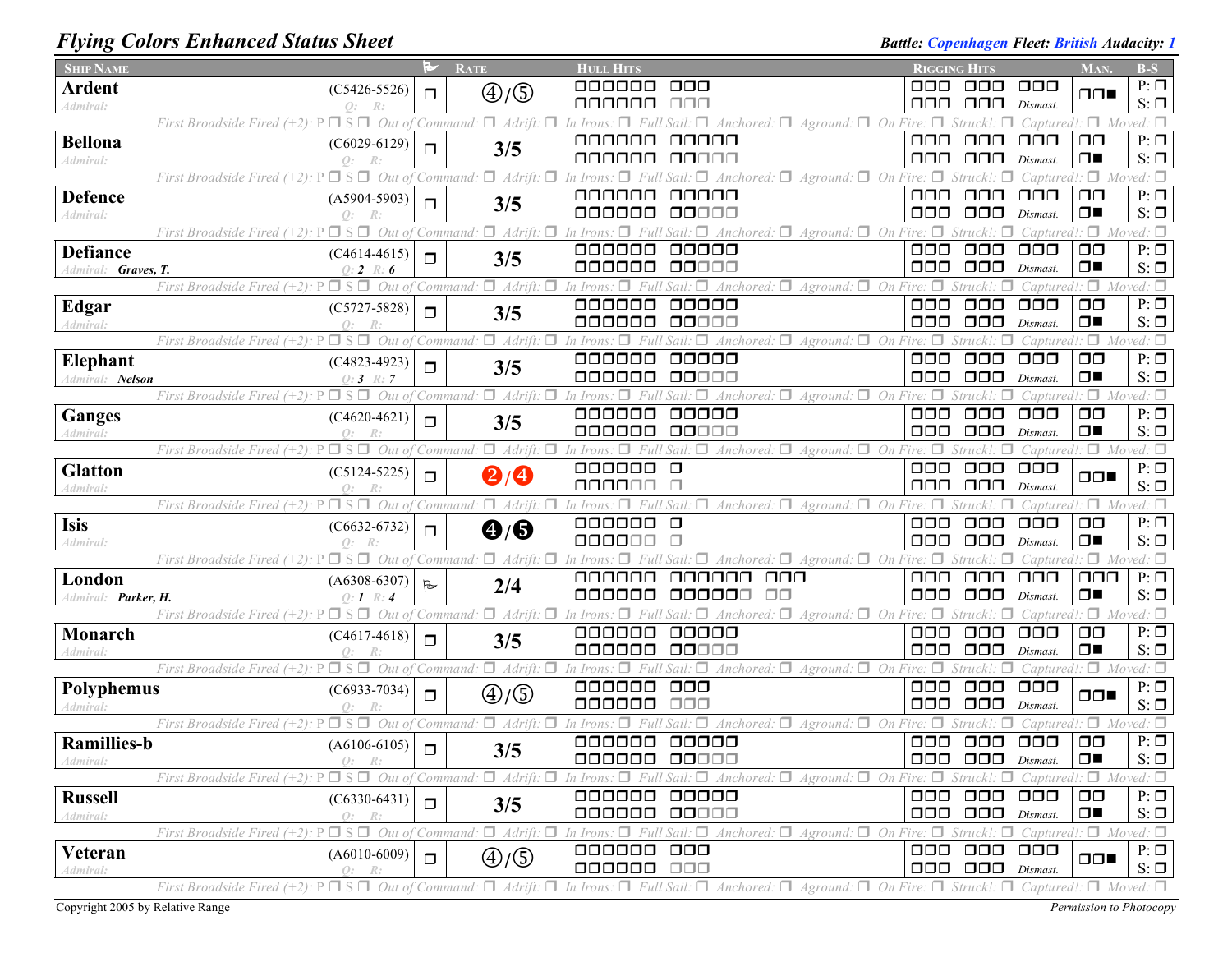# Flying Colors Enhanced Status Sheet

**Battle:** *Copenhagen* **Fleet:** *British* **Audacity:** *1*

| Ship Name | | Flag | Rate | Hull Hits | Rigging Hits | Man. | B-S |
|---|---|---|---|---|---|---|---|
| **Ardent** Admiral: | (C5426-5526) Q: R: | ❒ | ④/⑤ | ❒❒❒❒❒❒ ❒❒❒ / ❒❒❒❒❒❒ ❒❒❒ | ❒❒❒ ❒❒❒ ❒❒❒ / ❒❒❒ ❒❒❒ Dismast. | ❒❒■ | P: ❒ S: ❒ |
| **Bellona** Admiral: | (C6029-6129) Q: R: | ❒ | 3/5 | ❒❒❒❒❒❒ ❒❒❒❒❒ / ❒❒❒❒❒❒ ❒❒❒❒❒ | ❒❒❒ ❒❒❒ ❒❒❒ / ❒❒❒ ❒❒❒ Dismast. | ❒❒ / ❒■ | P: ❒ S: ❒ |
| **Defence** Admiral: | (A5904-5903) Q: R: | ❒ | 3/5 | ❒❒❒❒❒❒ ❒❒❒❒❒ / ❒❒❒❒❒❒ ❒❒❒❒❒ | ❒❒❒ ❒❒❒ ❒❒❒ / ❒❒❒ ❒❒❒ Dismast. | ❒❒ / ❒■ | P: ❒ S: ❒ |
| **Defiance** Admiral: Graves, T. | (C4614-4615) Q: 2 R: 6 | ❒ | 3/5 | ❒❒❒❒❒❒ ❒❒❒❒❒ / ❒❒❒❒❒❒ ❒❒❒❒❒ | ❒❒❒ ❒❒❒ ❒❒❒ / ❒❒❒ ❒❒❒ Dismast. | ❒❒ / ❒■ | P: ❒ S: ❒ |
| **Edgar** Admiral: | (C5727-5828) Q: R: | ❒ | 3/5 | ❒❒❒❒❒❒ ❒❒❒❒❒ / ❒❒❒❒❒❒ ❒❒❒❒❒ | ❒❒❒ ❒❒❒ ❒❒❒ / ❒❒❒ ❒❒❒ Dismast. | ❒❒ / ❒■ | P: ❒ S: ❒ |
| **Elephant** Admiral: Nelson | (C4823-4923) Q: 3 R: 7 | ❒ | 3/5 | ❒❒❒❒❒❒ ❒❒❒❒❒ / ❒❒❒❒❒❒ ❒❒❒❒❒ | ❒❒❒ ❒❒❒ ❒❒❒ / ❒❒❒ ❒❒❒ Dismast. | ❒❒ / ❒■ | P: ❒ S: ❒ |
| **Ganges** Admiral: | (C4620-4621) Q: R: | ❒ | 3/5 | ❒❒❒❒❒❒ ❒❒❒❒❒ / ❒❒❒❒❒❒ ❒❒❒❒❒ | ❒❒❒ ❒❒❒ ❒❒❒ / ❒❒❒ ❒❒❒ Dismast. | ❒❒ / ❒■ | P: ❒ S: ❒ |
| **Glatton** Admiral: | (C5124-5225) Q: R: | ❒ | ❷/❹ | ❒❒❒❒❒❒ ❒ / ❒❒❒❒❒❒ ❒ | ❒❒❒ ❒❒❒ ❒❒❒ / ❒❒❒ ❒❒❒ Dismast. | ❒❒■ | P: ❒ S: ❒ |
| **Isis** Admiral: | (C6632-6732) Q: R: | ❒ | ❹/❺ | ❒❒❒❒❒❒ ❒ / ❒❒❒❒❒❒ ❒ | ❒❒❒ ❒❒❒ ❒❒❒ / ❒❒❒ ❒❒❒ Dismast. | ❒❒ / ❒■ | P: ❒ S: ❒ |
| **London** Admiral: Parker, H. | (A6308-6307) Q: 1 R: 4 | ⚐ | 2/4 | ❒❒❒❒❒❒ ❒❒❒❒❒❒ ❒❒❒ / ❒❒❒❒❒❒ ❒❒❒❒❒❒ ❒❒ | ❒❒❒ ❒❒❒ ❒❒❒ / ❒❒❒ ❒❒❒ Dismast. | ❒❒❒ / ❒■ | P: ❒ S: ❒ |
| **Monarch** Admiral: | (C4617-4618) Q: R: | ❒ | 3/5 | ❒❒❒❒❒❒ ❒❒❒❒❒ / ❒❒❒❒❒❒ ❒❒❒❒❒ | ❒❒❒ ❒❒❒ ❒❒❒ / ❒❒❒ ❒❒❒ Dismast. | ❒❒ / ❒■ | P: ❒ S: ❒ |
| **Polyphemus** Admiral: | (C6933-7034) Q: R: | ❒ | ④/⑤ | ❒❒❒❒❒❒ ❒❒❒ / ❒❒❒❒❒❒ ❒❒❒ | ❒❒❒ ❒❒❒ ❒❒❒ / ❒❒❒ ❒❒❒ Dismast. | ❒❒■ | P: ❒ S: ❒ |
| **Ramillies-b** Admiral: | (A6106-6105) Q: R: | ❒ | 3/5 | ❒❒❒❒❒❒ ❒❒❒❒❒ / ❒❒❒❒❒❒ ❒❒❒❒❒ | ❒❒❒ ❒❒❒ ❒❒❒ / ❒❒❒ ❒❒❒ Dismast. | ❒❒ / ❒■ | P: ❒ S: ❒ |
| **Russell** Admiral: | (C6330-6431) Q: R: | ❒ | 3/5 | ❒❒❒❒❒❒ ❒❒❒❒❒ / ❒❒❒❒❒❒ ❒❒❒❒❒ | ❒❒❒ ❒❒❒ ❒❒❒ / ❒❒❒ ❒❒❒ Dismast. | ❒❒ / ❒■ | P: ❒ S: ❒ |
| **Veteran** Admiral: | (A6010-6009) Q: R: | ❒ | ④/⑤ | ❒❒❒❒❒❒ ❒❒❒ / ❒❒❒❒❒❒ ❒❒❒ | ❒❒❒ ❒❒❒ ❒❒❒ / ❒❒❒ ❒❒❒ Dismast. | ❒❒■ | P: ❒ S: ❒ |

Each ship row is followed by: *First Broadside Fired (+2): P ❒ S ❒ Out of Command: ❒ Adrift: ❒ In Irons: ❒ Full Sail: ❒ Anchored: ❒ Aground: ❒ On Fire: ❒ Struck!: ❒ Captured!: ❒ Moved: ❒*

Copyright 2005 by Relative Range — *Permission to Photocopy*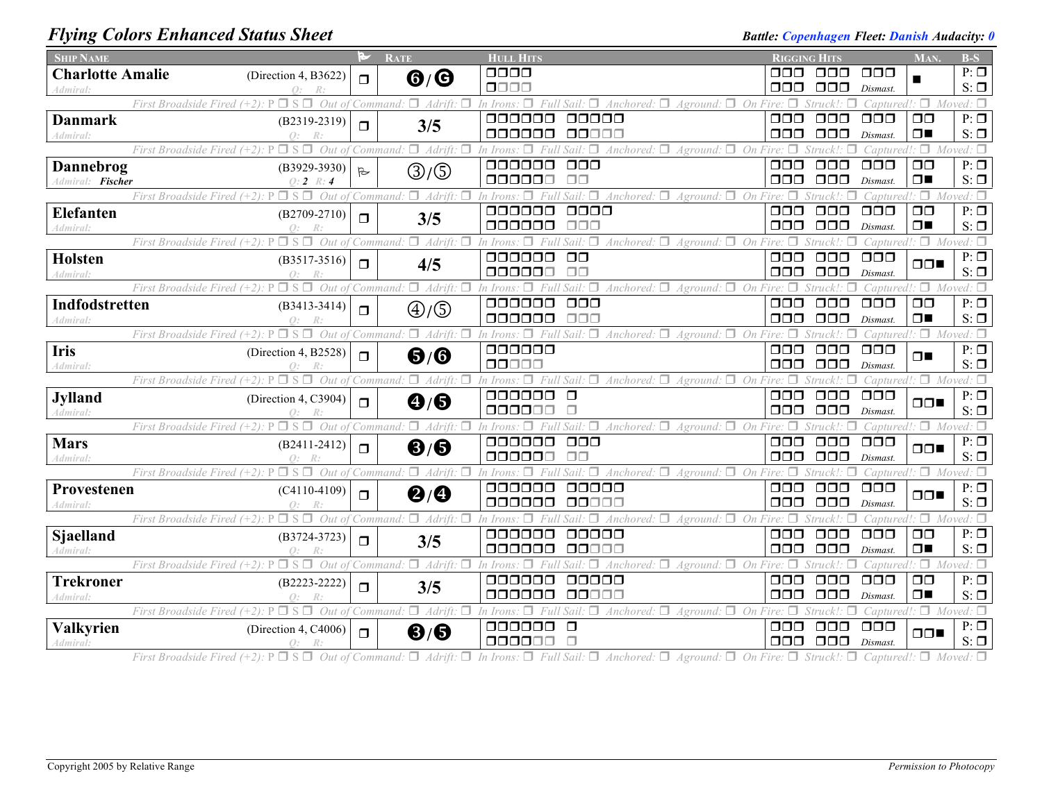# Flying Colors Enhanced Status Sheet

**Battle:** Copenhagen **Fleet:** Danish **Audacity:** 0

| Ship Name | | Flag | Rate | Hull Hits | Rigging Hits | Man. | B-S |
|---|---|---|---|---|---|---|---|
| **Charlotte Amalie** *Admiral:* | (Direction 4, B3622) *Q: R:* | ❒ | ❻/Ⓖ | ❒❒❒❒ / ❒❒❒❒ | ❒❒❒ ❒❒❒ ❒❒❒ / ❒❒❒ ❒❒❒ *Dismast.* | ■ | P: ❒ S: ❒ |
| *First Broadside Fired (+2):* P ❒ S ❒ *Out of Command:* ❒ *Adrift:* ❒ *In Irons:* ❒ *Full Sail:* ❒ *Anchored:* ❒ *Aground:* ❒ *On Fire:* ❒ *Struck!:* ❒ *Captured!:* ❒ *Moved:* ❒ | | | | | | | |
| **Danmark** *Admiral:* | (B2319-2319) *Q: R:* | ❒ | 3/5 | ❒❒❒❒❒❒ ❒❒❒❒❒ / ❒❒❒❒❒❒ ❒❒❒❒❒ | ❒❒❒ ❒❒❒ ❒❒❒ / ❒❒❒ ❒❒❒ *Dismast.* | ❒❒ ❒■ | P: ❒ S: ❒ |
| *First Broadside Fired (+2):* P ❒ S ❒ *Out of Command:* ❒ *Adrift:* ❒ *In Irons:* ❒ *Full Sail:* ❒ *Anchored:* ❒ *Aground:* ❒ *On Fire:* ❒ *Struck!:* ❒ *Captured!:* ❒ *Moved:* ❒ | | | | | | | |
| **Dannebrog** *Admiral:* **Fischer** | (B3929-3930) *Q:* **2** *R:* **4** | ⚑ | ③/⑤ | ❒❒❒❒❒❒ ❒❒❒ / ❒❒❒❒❒❒ ❒❒ | ❒❒❒ ❒❒❒ ❒❒❒ / ❒❒❒ ❒❒❒ *Dismast.* | ❒❒ ❒■ | P: ❒ S: ❒ |
| *First Broadside Fired (+2):* P ❒ S ❒ *Out of Command:* ❒ *Adrift:* ❒ *In Irons:* ❒ *Full Sail:* ❒ *Anchored:* ❒ *Aground:* ❒ *On Fire:* ❒ *Struck!:* ❒ *Captured!:* ❒ *Moved:* ❒ | | | | | | | |
| **Elefanten** *Admiral:* | (B2709-2710) *Q: R:* | ❒ | 3/5 | ❒❒❒❒❒❒ ❒❒❒❒ / ❒❒❒❒❒❒ ❒❒❒ | ❒❒❒ ❒❒❒ ❒❒❒ / ❒❒❒ ❒❒❒ *Dismast.* | ❒❒ ❒■ | P: ❒ S: ❒ |
| *First Broadside Fired (+2):* P ❒ S ❒ *Out of Command:* ❒ *Adrift:* ❒ *In Irons:* ❒ *Full Sail:* ❒ *Anchored:* ❒ *Aground:* ❒ *On Fire:* ❒ *Struck!:* ❒ *Captured!:* ❒ *Moved:* ❒ | | | | | | | |
| **Holsten** *Admiral:* | (B3517-3516) *Q: R:* | ❒ | 4/5 | ❒❒❒❒❒❒ ❒❒ / ❒❒❒❒❒❒ ❒❒ | ❒❒❒ ❒❒❒ ❒❒❒ / ❒❒❒ ❒❒❒ *Dismast.* | ❒❒■ | P: ❒ S: ❒ |
| *First Broadside Fired (+2):* P ❒ S ❒ *Out of Command:* ❒ *Adrift:* ❒ *In Irons:* ❒ *Full Sail:* ❒ *Anchored:* ❒ *Aground:* ❒ *On Fire:* ❒ *Struck!:* ❒ *Captured!:* ❒ *Moved:* ❒ | | | | | | | |
| **Indfodstretten** *Admiral:* | (B3413-3414) *Q: R:* | ❒ | ④/⑤ | ❒❒❒❒❒❒ ❒❒❒ / ❒❒❒❒❒❒ ❒❒❒ | ❒❒❒ ❒❒❒ ❒❒❒ / ❒❒❒ ❒❒❒ *Dismast.* | ❒❒ ❒■ | P: ❒ S: ❒ |
| *First Broadside Fired (+2):* P ❒ S ❒ *Out of Command:* ❒ *Adrift:* ❒ *In Irons:* ❒ *Full Sail:* ❒ *Anchored:* ❒ *Aground:* ❒ *On Fire:* ❒ *Struck!:* ❒ *Captured!:* ❒ *Moved:* ❒ | | | | | | | |
| **Iris** *Admiral:* | (Direction 4, B2528) *Q: R:* | ❒ | ❺/❻ | ❒❒❒❒❒❒ / ❒❒❒❒❒ | ❒❒❒ ❒❒❒ ❒❒❒ / ❒❒❒ ❒❒❒ *Dismast.* | ❒■ | P: ❒ S: ❒ |
| *First Broadside Fired (+2):* P ❒ S ❒ *Out of Command:* ❒ *Adrift:* ❒ *In Irons:* ❒ *Full Sail:* ❒ *Anchored:* ❒ *Aground:* ❒ *On Fire:* ❒ *Struck!:* ❒ *Captured!:* ❒ *Moved:* ❒ | | | | | | | |
| **Jylland** *Admiral:* | (Direction 4, C3904) *Q: R:* | ❒ | ❹/❺ | ❒❒❒❒❒❒ ❒ / ❒❒❒❒❒❒ ❒ | ❒❒❒ ❒❒❒ ❒❒❒ / ❒❒❒ ❒❒❒ *Dismast.* | ❒❒■ | P: ❒ S: ❒ |
| *First Broadside Fired (+2):* P ❒ S ❒ *Out of Command:* ❒ *Adrift:* ❒ *In Irons:* ❒ *Full Sail:* ❒ *Anchored:* ❒ *Aground:* ❒ *On Fire:* ❒ *Struck!:* ❒ *Captured!:* ❒ *Moved:* ❒ | | | | | | | |
| **Mars** *Admiral:* | (B2411-2412) *Q: R:* | ❒ | ❸/❺ | ❒❒❒❒❒❒ ❒❒❒ / ❒❒❒❒❒❒ ❒❒ | ❒❒❒ ❒❒❒ ❒❒❒ / ❒❒❒ ❒❒❒ *Dismast.* | ❒❒■ | P: ❒ S: ❒ |
| *First Broadside Fired (+2):* P ❒ S ❒ *Out of Command:* ❒ *Adrift:* ❒ *In Irons:* ❒ *Full Sail:* ❒ *Anchored:* ❒ *Aground:* ❒ *On Fire:* ❒ *Struck!:* ❒ *Captured!:* ❒ *Moved:* ❒ | | | | | | | |
| **Provestenen** *Admiral:* | (C4110-4109) *Q: R:* | ❒ | ❷/❹ | ❒❒❒❒❒❒ ❒❒❒❒❒ / ❒❒❒❒❒❒ ❒❒❒❒❒ | ❒❒❒ ❒❒❒ ❒❒❒ / ❒❒❒ ❒❒❒ *Dismast.* | ❒❒■ | P: ❒ S: ❒ |
| *First Broadside Fired (+2):* P ❒ S ❒ *Out of Command:* ❒ *Adrift:* ❒ *In Irons:* ❒ *Full Sail:* ❒ *Anchored:* ❒ *Aground:* ❒ *On Fire:* ❒ *Struck!:* ❒ *Captured!:* ❒ *Moved:* ❒ | | | | | | | |
| **Sjaelland** *Admiral:* | (B3724-3723) *Q: R:* | ❒ | 3/5 | ❒❒❒❒❒❒ ❒❒❒❒❒ / ❒❒❒❒❒❒ ❒❒❒❒❒ | ❒❒❒ ❒❒❒ ❒❒❒ / ❒❒❒ ❒❒❒ *Dismast.* | ❒❒ ❒■ | P: ❒ S: ❒ |
| *First Broadside Fired (+2):* P ❒ S ❒ *Out of Command:* ❒ *Adrift:* ❒ *In Irons:* ❒ *Full Sail:* ❒ *Anchored:* ❒ *Aground:* ❒ *On Fire:* ❒ *Struck!:* ❒ *Captured!:* ❒ *Moved:* ❒ | | | | | | | |
| **Trekroner** *Admiral:* | (B2223-2222) *Q: R:* | ❒ | 3/5 | ❒❒❒❒❒❒ ❒❒❒❒❒ / ❒❒❒❒❒❒ ❒❒❒❒❒ | ❒❒❒ ❒❒❒ ❒❒❒ / ❒❒❒ ❒❒❒ *Dismast.* | ❒❒ ❒■ | P: ❒ S: ❒ |
| *First Broadside Fired (+2):* P ❒ S ❒ *Out of Command:* ❒ *Adrift:* ❒ *In Irons:* ❒ *Full Sail:* ❒ *Anchored:* ❒ *Aground:* ❒ *On Fire:* ❒ *Struck!:* ❒ *Captured!:* ❒ *Moved:* ❒ | | | | | | | |
| **Valkyrien** *Admiral:* | (Direction 4, C4006) *Q: R:* | ❒ | ❸/❺ | ❒❒❒❒❒❒ ❒ / ❒❒❒❒❒❒ ❒ | ❒❒❒ ❒❒❒ ❒❒❒ / ❒❒❒ ❒❒❒ *Dismast.* | ❒❒■ | P: ❒ S: ❒ |
| *First Broadside Fired (+2):* P ❒ S ❒ *Out of Command:* ❒ *Adrift:* ❒ *In Irons:* ❒ *Full Sail:* ❒ *Anchored:* ❒ *Aground:* ❒ *On Fire:* ❒ *Struck!:* ❒ *Captured!:* ❒ *Moved:* ❒ | | | | | | | |

Copyright 2005 by Relative Range

*Permission to Photocopy*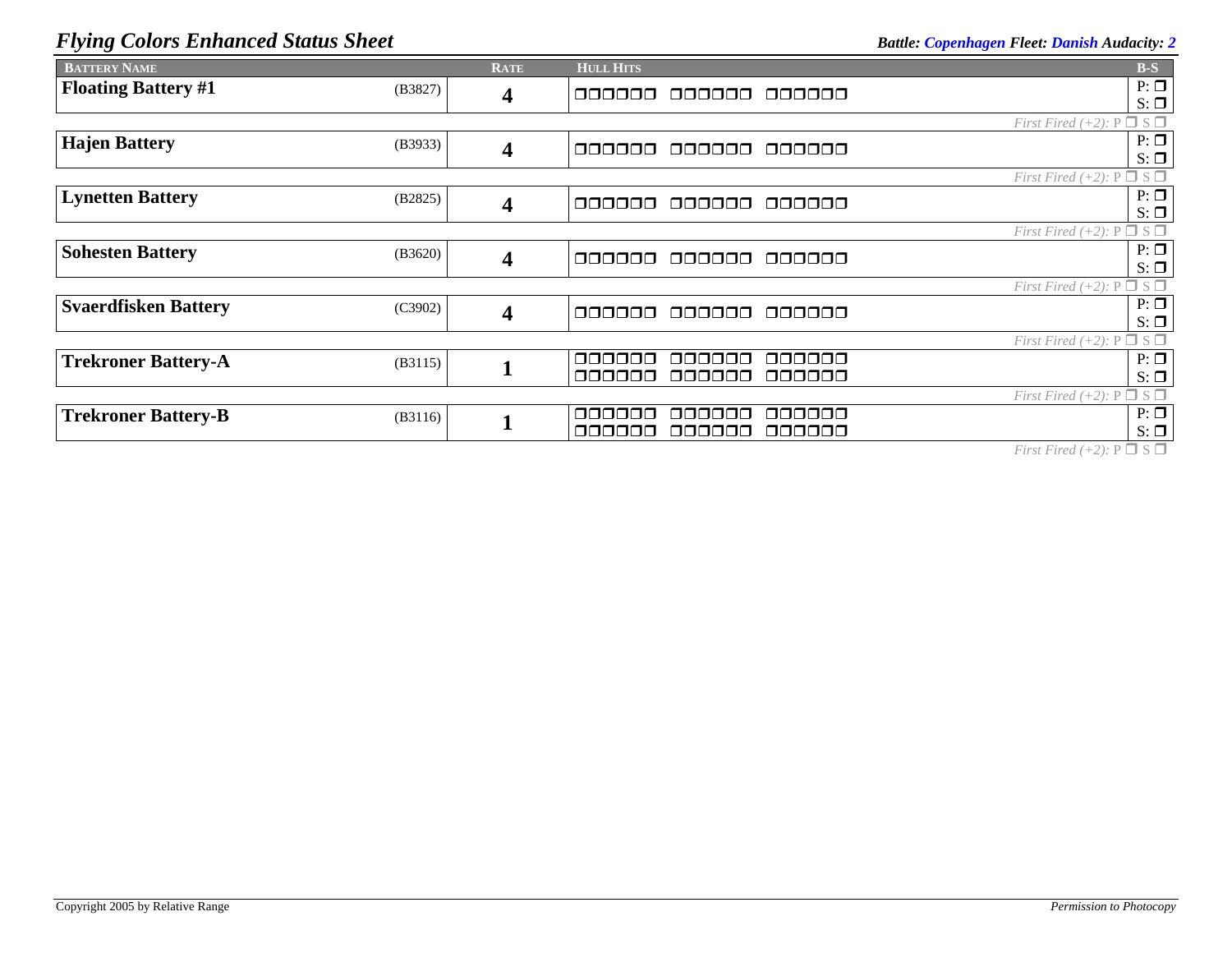# *Flying Colors Enhanced Status Sheet*

***Battle: Copenhagen Fleet: Danish Audacity: 2***

| Battery Name | | Rate | Hull Hits | B-S |
|---|---|---|---|---|
| **Floating Battery #1** | (B3827) | **4** | ❐❐❐❐❐❐ ❐❐❐❐❐❐ ❐❐❐❐❐❐ | P: ❐ S: ❐ |
| | | | | *First Fired (+2):* P ❐ S ❐ |
| **Hajen Battery** | (B3933) | **4** | ❐❐❐❐❐❐ ❐❐❐❐❐❐ ❐❐❐❐❐❐ | P: ❐ S: ❐ |
| | | | | *First Fired (+2):* P ❐ S ❐ |
| **Lynetten Battery** | (B2825) | **4** | ❐❐❐❐❐❐ ❐❐❐❐❐❐ ❐❐❐❐❐❐ | P: ❐ S: ❐ |
| | | | | *First Fired (+2):* P ❐ S ❐ |
| **Sohesten Battery** | (B3620) | **4** | ❐❐❐❐❐❐ ❐❐❐❐❐❐ ❐❐❐❐❐❐ | P: ❐ S: ❐ |
| | | | | *First Fired (+2):* P ❐ S ❐ |
| **Svaerdfisken Battery** | (C3902) | **4** | ❐❐❐❐❐❐ ❐❐❐❐❐❐ ❐❐❐❐❐❐ | P: ❐ S: ❐ |
| | | | | *First Fired (+2):* P ❐ S ❐ |
| **Trekroner Battery-A** | (B3115) | **1** | ❐❐❐❐❐❐ ❐❐❐❐❐❐ ❐❐❐❐❐❐ ❐❐❐❐❐❐ ❐❐❐❐❐❐ ❐❐❐❐❐❐ | P: ❐ S: ❐ |
| | | | | *First Fired (+2):* P ❐ S ❐ |
| **Trekroner Battery-B** | (B3116) | **1** | ❐❐❐❐❐❐ ❐❐❐❐❐❐ ❐❐❐❐❐❐ ❐❐❐❐❐❐ ❐❐❐❐❐❐ ❐❐❐❐❐❐ | P: ❐ S: ❐ |
| | | | | *First Fired (+2):* P ❐ S ❐ |

Copyright 2005 by Relative Range

*Permission to Photocopy*